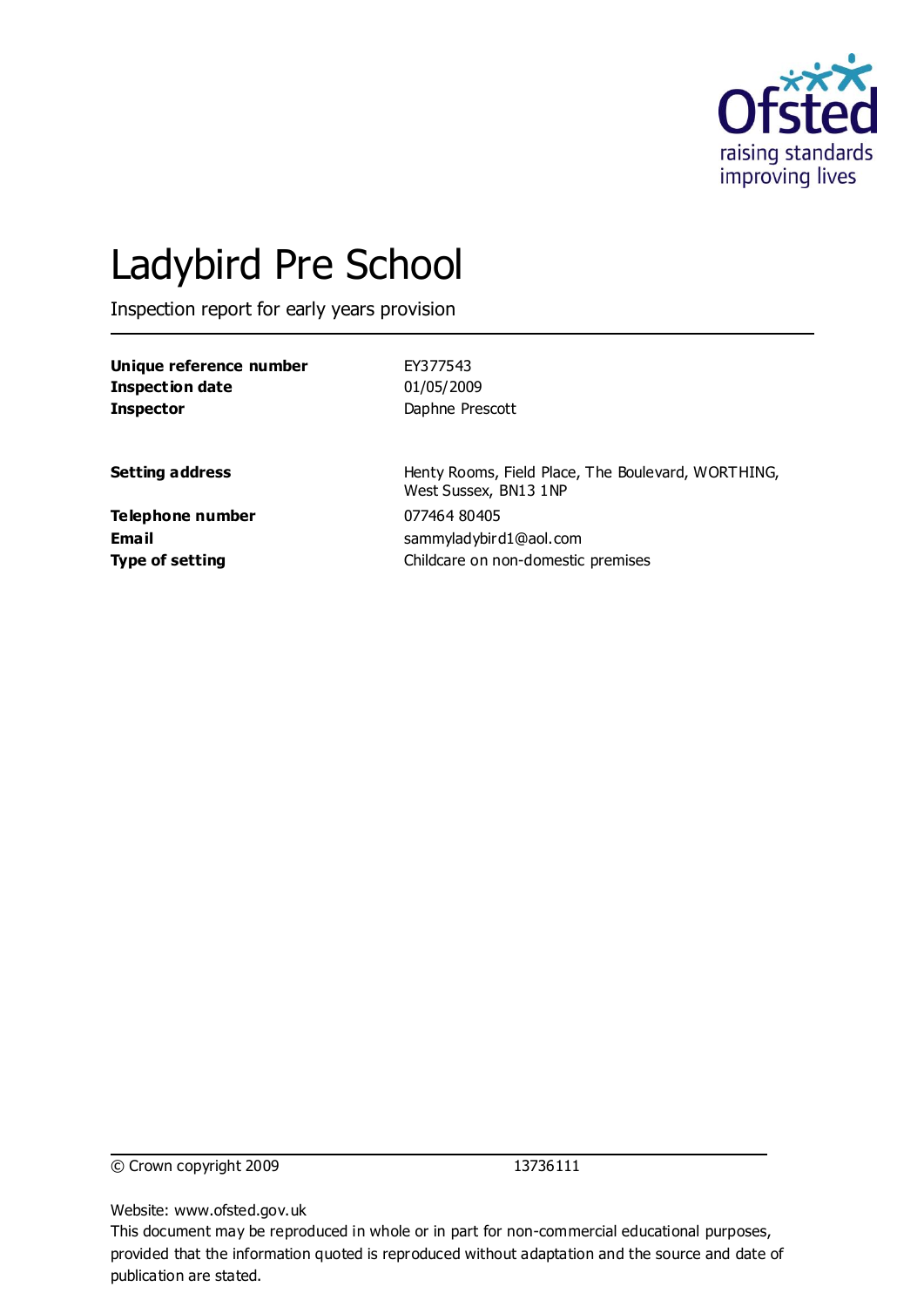Ofsted
raising standards
improving lives

# Ladybird Pre School

Inspection report for early years provision

| | |
|---|---|
| **Unique reference number** | EY377543 |
| **Inspection date** | 01/05/2009 |
| **Inspector** | Daphne Prescott |

| | |
|---|---|
| **Setting address** | Henty Rooms, Field Place, The Boulevard, WORTHING, West Sussex, BN13 1NP |
| **Telephone number** | 077464 80405 |
| **Email** | sammyladybird1@aol.com |
| **Type of setting** | Childcare on non-domestic premises |

© Crown copyright 2009 13736111

Website: www.ofsted.gov.uk

This document may be reproduced in whole or in part for non-commercial educational purposes, provided that the information quoted is reproduced without adaptation and the source and date of publication are stated.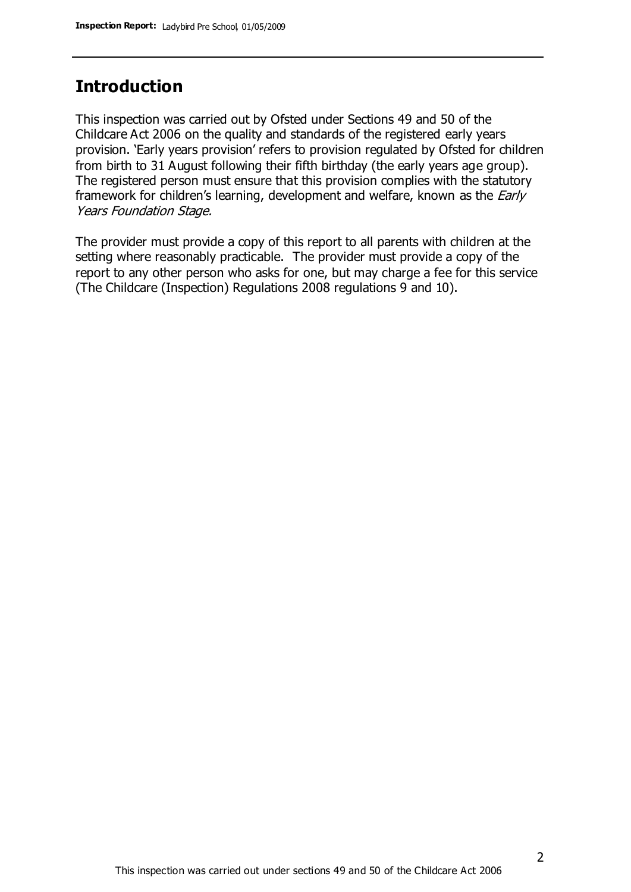## Introduction

This inspection was carried out by Ofsted under Sections 49 and 50 of the Childcare Act 2006 on the quality and standards of the registered early years provision. 'Early years provision' refers to provision regulated by Ofsted for children from birth to 31 August following their fifth birthday (the early years age group). The registered person must ensure that this provision complies with the statutory framework for children's learning, development and welfare, known as the *Early Years Foundation Stage.*

The provider must provide a copy of this report to all parents with children at the setting where reasonably practicable. The provider must provide a copy of the report to any other person who asks for one, but may charge a fee for this service (The Childcare (Inspection) Regulations 2008 regulations 9 and 10).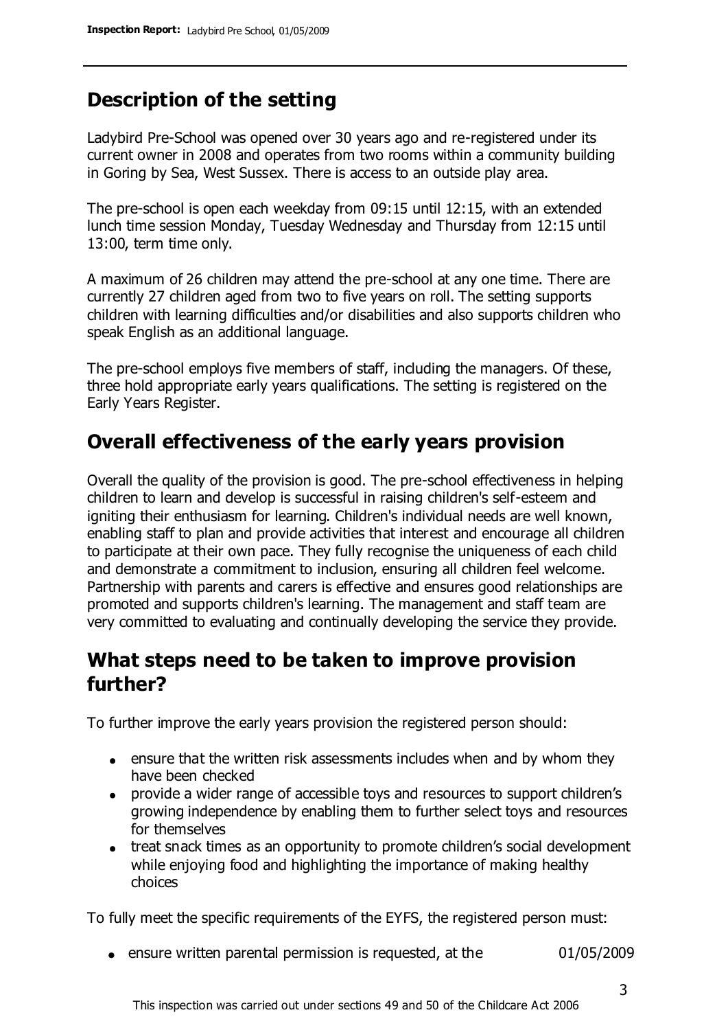## Description of the setting

Ladybird Pre-School was opened over 30 years ago and re-registered under its current owner in 2008 and operates from two rooms within a community building in Goring by Sea, West Sussex. There is access to an outside play area.

The pre-school is open each weekday from 09:15 until 12:15, with an extended lunch time session Monday, Tuesday Wednesday and Thursday from 12:15 until 13:00, term time only.

A maximum of 26 children may attend the pre-school at any one time. There are currently 27 children aged from two to five years on roll. The setting supports children with learning difficulties and/or disabilities and also supports children who speak English as an additional language.

The pre-school employs five members of staff, including the managers. Of these, three hold appropriate early years qualifications. The setting is registered on the Early Years Register.

## Overall effectiveness of the early years provision

Overall the quality of the provision is good. The pre-school effectiveness in helping children to learn and develop is successful in raising children's self-esteem and igniting their enthusiasm for learning. Children's individual needs are well known, enabling staff to plan and provide activities that interest and encourage all children to participate at their own pace. They fully recognise the uniqueness of each child and demonstrate a commitment to inclusion, ensuring all children feel welcome. Partnership with parents and carers is effective and ensures good relationships are promoted and supports children's learning. The management and staff team are very committed to evaluating and continually developing the service they provide.

## What steps need to be taken to improve provision further?

To further improve the early years provision the registered person should:

- ensure that the written risk assessments includes when and by whom they have been checked
- provide a wider range of accessible toys and resources to support children's growing independence by enabling them to further select toys and resources for themselves
- treat snack times as an opportunity to promote children's social development while enjoying food and highlighting the importance of making healthy choices

To fully meet the specific requirements of the EYFS, the registered person must:

- ensure written parental permission is requested, at the 01/05/2009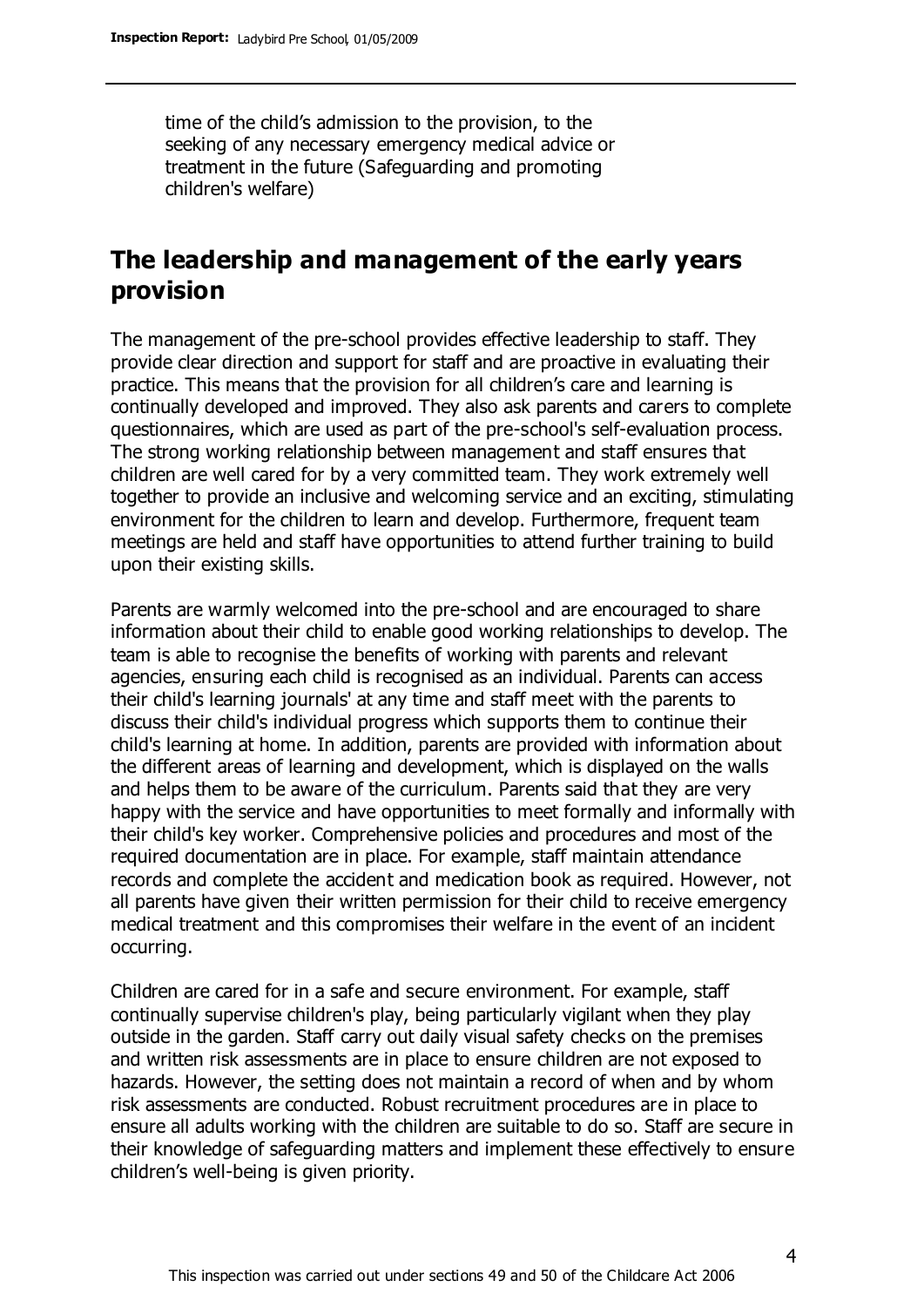time of the child's admission to the provision, to the seeking of any necessary emergency medical advice or treatment in the future (Safeguarding and promoting children's welfare)

## The leadership and management of the early years provision

The management of the pre-school provides effective leadership to staff. They provide clear direction and support for staff and are proactive in evaluating their practice. This means that the provision for all children's care and learning is continually developed and improved. They also ask parents and carers to complete questionnaires, which are used as part of the pre-school's self-evaluation process. The strong working relationship between management and staff ensures that children are well cared for by a very committed team. They work extremely well together to provide an inclusive and welcoming service and an exciting, stimulating environment for the children to learn and develop. Furthermore, frequent team meetings are held and staff have opportunities to attend further training to build upon their existing skills.

Parents are warmly welcomed into the pre-school and are encouraged to share information about their child to enable good working relationships to develop. The team is able to recognise the benefits of working with parents and relevant agencies, ensuring each child is recognised as an individual. Parents can access their child's learning journals' at any time and staff meet with the parents to discuss their child's individual progress which supports them to continue their child's learning at home. In addition, parents are provided with information about the different areas of learning and development, which is displayed on the walls and helps them to be aware of the curriculum. Parents said that they are very happy with the service and have opportunities to meet formally and informally with their child's key worker. Comprehensive policies and procedures and most of the required documentation are in place. For example, staff maintain attendance records and complete the accident and medication book as required. However, not all parents have given their written permission for their child to receive emergency medical treatment and this compromises their welfare in the event of an incident occurring.

Children are cared for in a safe and secure environment. For example, staff continually supervise children's play, being particularly vigilant when they play outside in the garden. Staff carry out daily visual safety checks on the premises and written risk assessments are in place to ensure children are not exposed to hazards. However, the setting does not maintain a record of when and by whom risk assessments are conducted. Robust recruitment procedures are in place to ensure all adults working with the children are suitable to do so. Staff are secure in their knowledge of safeguarding matters and implement these effectively to ensure children's well-being is given priority.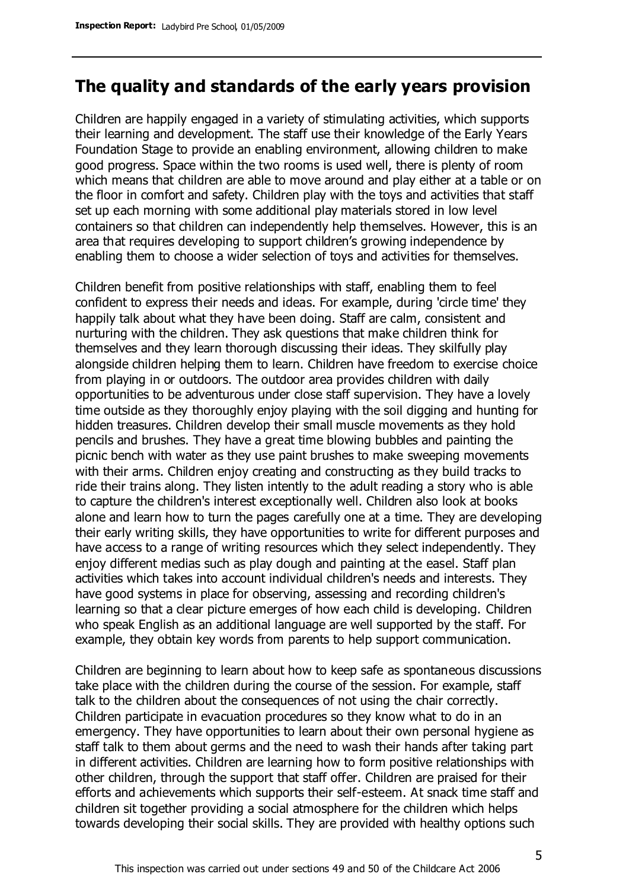## The quality and standards of the early years provision

Children are happily engaged in a variety of stimulating activities, which supports their learning and development. The staff use their knowledge of the Early Years Foundation Stage to provide an enabling environment, allowing children to make good progress. Space within the two rooms is used well, there is plenty of room which means that children are able to move around and play either at a table or on the floor in comfort and safety. Children play with the toys and activities that staff set up each morning with some additional play materials stored in low level containers so that children can independently help themselves. However, this is an area that requires developing to support children's growing independence by enabling them to choose a wider selection of toys and activities for themselves.

Children benefit from positive relationships with staff, enabling them to feel confident to express their needs and ideas. For example, during 'circle time' they happily talk about what they have been doing. Staff are calm, consistent and nurturing with the children. They ask questions that make children think for themselves and they learn thorough discussing their ideas. They skilfully play alongside children helping them to learn. Children have freedom to exercise choice from playing in or outdoors. The outdoor area provides children with daily opportunities to be adventurous under close staff supervision. They have a lovely time outside as they thoroughly enjoy playing with the soil digging and hunting for hidden treasures. Children develop their small muscle movements as they hold pencils and brushes. They have a great time blowing bubbles and painting the picnic bench with water as they use paint brushes to make sweeping movements with their arms. Children enjoy creating and constructing as they build tracks to ride their trains along. They listen intently to the adult reading a story who is able to capture the children's interest exceptionally well. Children also look at books alone and learn how to turn the pages carefully one at a time. They are developing their early writing skills, they have opportunities to write for different purposes and have access to a range of writing resources which they select independently. They enjoy different medias such as play dough and painting at the easel. Staff plan activities which takes into account individual children's needs and interests. They have good systems in place for observing, assessing and recording children's learning so that a clear picture emerges of how each child is developing. Children who speak English as an additional language are well supported by the staff. For example, they obtain key words from parents to help support communication.

Children are beginning to learn about how to keep safe as spontaneous discussions take place with the children during the course of the session. For example, staff talk to the children about the consequences of not using the chair correctly. Children participate in evacuation procedures so they know what to do in an emergency. They have opportunities to learn about their own personal hygiene as staff talk to them about germs and the need to wash their hands after taking part in different activities. Children are learning how to form positive relationships with other children, through the support that staff offer. Children are praised for their efforts and achievements which supports their self-esteem. At snack time staff and children sit together providing a social atmosphere for the children which helps towards developing their social skills. They are provided with healthy options such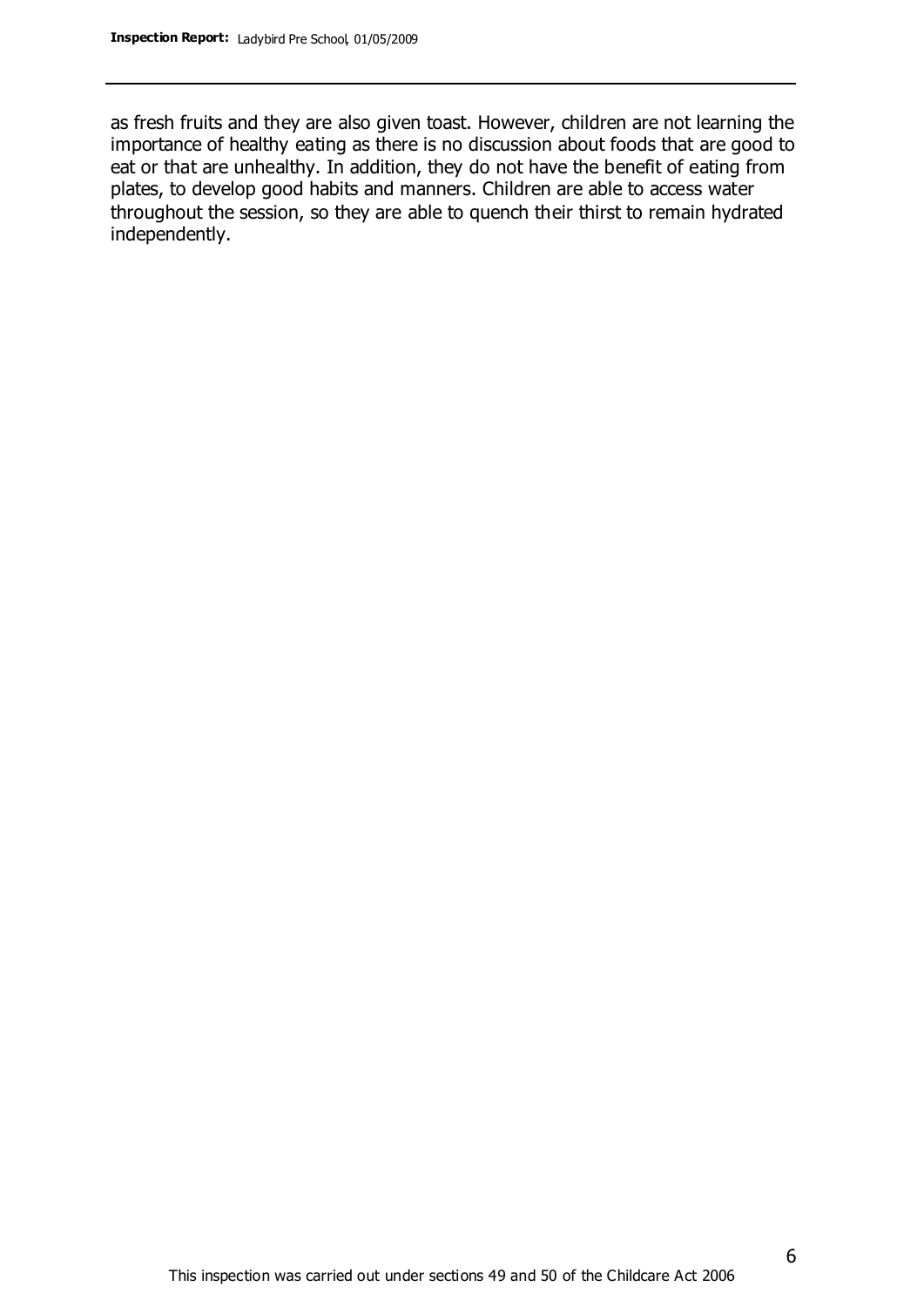as fresh fruits and they are also given toast. However, children are not learning the importance of healthy eating as there is no discussion about foods that are good to eat or that are unhealthy. In addition, they do not have the benefit of eating from plates, to develop good habits and manners. Children are able to access water throughout the session, so they are able to quench their thirst to remain hydrated independently.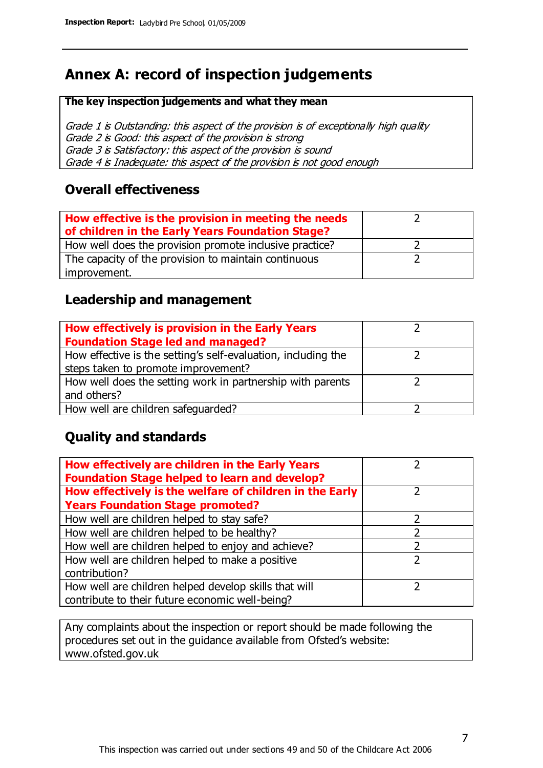# Annex A: record of inspection judgements

**The key inspection judgements and what they mean**

*Grade 1 is Outstanding: this aspect of the provision is of exceptionally high quality*
*Grade 2 is Good: this aspect of the provision is strong*
*Grade 3 is Satisfactory: this aspect of the provision is sound*
*Grade 4 is Inadequate: this aspect of the provision is not good enough*

## Overall effectiveness

| | |
|---|---|
| **How effective is the provision in meeting the needs of children in the Early Years Foundation Stage?** | 2 |
| How well does the provision promote inclusive practice? | 2 |
| The capacity of the provision to maintain continuous improvement. | 2 |

## Leadership and management

| | |
|---|---|
| **How effectively is provision in the Early Years Foundation Stage led and managed?** | 2 |
| How effective is the setting's self-evaluation, including the steps taken to promote improvement? | 2 |
| How well does the setting work in partnership with parents and others? | 2 |
| How well are children safeguarded? | 2 |

## Quality and standards

| | |
|---|---|
| **How effectively are children in the Early Years Foundation Stage helped to learn and develop?** | 2 |
| **How effectively is the welfare of children in the Early Years Foundation Stage promoted?** | 2 |
| How well are children helped to stay safe? | 2 |
| How well are children helped to be healthy? | 2 |
| How well are children helped to enjoy and achieve? | 2 |
| How well are children helped to make a positive contribution? | 2 |
| How well are children helped develop skills that will contribute to their future economic well-being? | 2 |

Any complaints about the inspection or report should be made following the procedures set out in the guidance available from Ofsted's website: www.ofsted.gov.uk

This inspection was carried out under sections 49 and 50 of the Childcare Act 2006